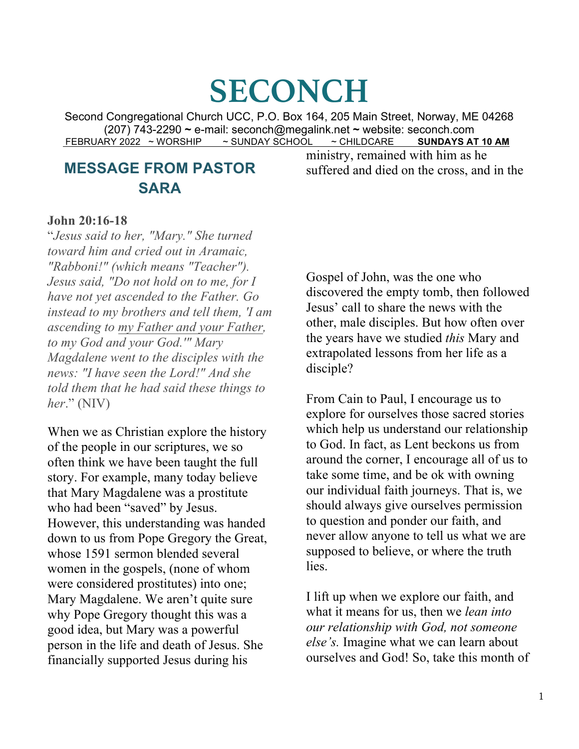# SECONCH

Second Congregational Church UCC, P.O. Box 164, 205 Main Street, Norway, ME 04268
(207) 743-2290 ~ e-mail: seconch@megalink.net ~ website: seconch.com
FEBRUARY 2022 ~ WORSHIP ~ SUNDAY SCHOOL ~ CHILDCARE **SUNDAYS AT 10 AM**

## MESSAGE FROM PASTOR SARA

**John 20:16-18**

"*Jesus said to her, "Mary." She turned toward him and cried out in Aramaic, "Rabboni!" (which means "Teacher"). Jesus said, "Do not hold on to me, for I have not yet ascended to the Father. Go instead to my brothers and tell them, 'I am ascending to my Father and your Father, to my God and your God.'" Mary Magdalene went to the disciples with the news: "I have seen the Lord!" And she told them that he had said these things to her*." (NIV)

When we as Christian explore the history of the people in our scriptures, we so often think we have been taught the full story. For example, many today believe that Mary Magdalene was a prostitute who had been "saved" by Jesus. However, this understanding was handed down to us from Pope Gregory the Great, whose 1591 sermon blended several women in the gospels, (none of whom were considered prostitutes) into one; Mary Magdalene. We aren't quite sure why Pope Gregory thought this was a good idea, but Mary was a powerful person in the life and death of Jesus. She financially supported Jesus during his ministry, remained with him as he suffered and died on the cross, and in the Gospel of John, was the one who discovered the empty tomb, then followed Jesus' call to share the news with the other, male disciples. But how often over the years have we studied *this* Mary and extrapolated lessons from her life as a disciple?

From Cain to Paul, I encourage us to explore for ourselves those sacred stories which help us understand our relationship to God. In fact, as Lent beckons us from around the corner, I encourage all of us to take some time, and be ok with owning our individual faith journeys. That is, we should always give ourselves permission to question and ponder our faith, and never allow anyone to tell us what we are supposed to believe, or where the truth lies.

I lift up when we explore our faith, and what it means for us, then we *lean into our relationship with God, not someone else's.* Imagine what we can learn about ourselves and God! So, take this month of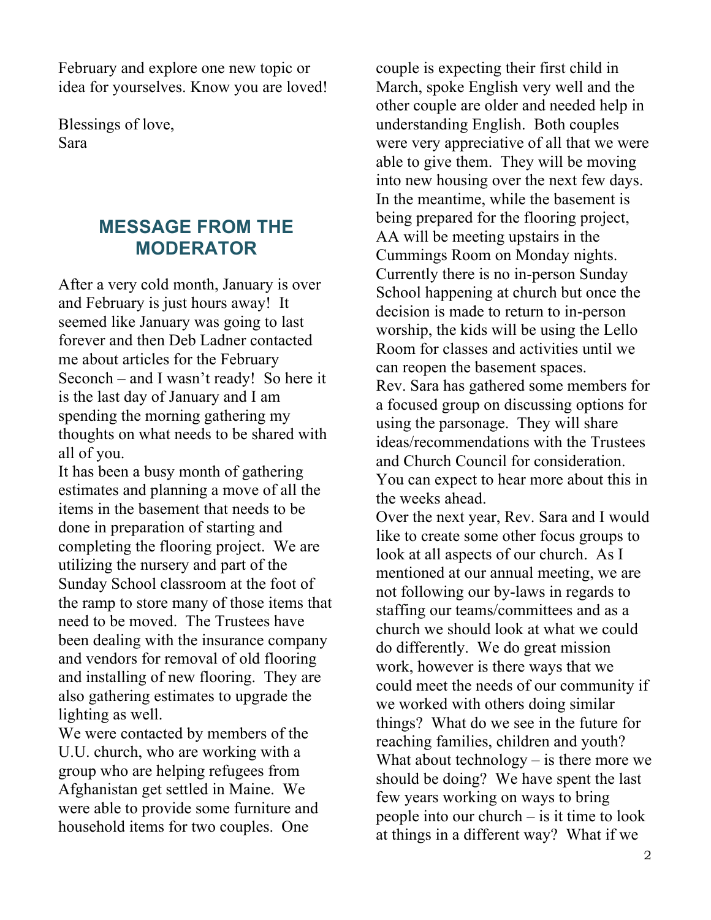February and explore one new topic or idea for yourselves. Know you are loved!

Blessings of love,
Sara

## MESSAGE FROM THE MODERATOR

After a very cold month, January is over and February is just hours away! It seemed like January was going to last forever and then Deb Ladner contacted me about articles for the February Seconch – and I wasn't ready! So here it is the last day of January and I am spending the morning gathering my thoughts on what needs to be shared with all of you.

It has been a busy month of gathering estimates and planning a move of all the items in the basement that needs to be done in preparation of starting and completing the flooring project. We are utilizing the nursery and part of the Sunday School classroom at the foot of the ramp to store many of those items that need to be moved. The Trustees have been dealing with the insurance company and vendors for removal of old flooring and installing of new flooring. They are also gathering estimates to upgrade the lighting as well.

We were contacted by members of the U.U. church, who are working with a group who are helping refugees from Afghanistan get settled in Maine. We were able to provide some furniture and household items for two couples. One couple is expecting their first child in March, spoke English very well and the other couple are older and needed help in understanding English. Both couples were very appreciative of all that we were able to give them. They will be moving into new housing over the next few days.

In the meantime, while the basement is being prepared for the flooring project, AA will be meeting upstairs in the Cummings Room on Monday nights. Currently there is no in-person Sunday School happening at church but once the decision is made to return to in-person worship, the kids will be using the Lello Room for classes and activities until we can reopen the basement spaces.

Rev. Sara has gathered some members for a focused group on discussing options for using the parsonage. They will share ideas/recommendations with the Trustees and Church Council for consideration. You can expect to hear more about this in the weeks ahead.

Over the next year, Rev. Sara and I would like to create some other focus groups to look at all aspects of our church. As I mentioned at our annual meeting, we are not following our by-laws in regards to staffing our teams/committees and as a church we should look at what we could do differently. We do great mission work, however is there ways that we could meet the needs of our community if we worked with others doing similar things? What do we see in the future for reaching families, children and youth? What about technology – is there more we should be doing? We have spent the last few years working on ways to bring people into our church – is it time to look at things in a different way? What if we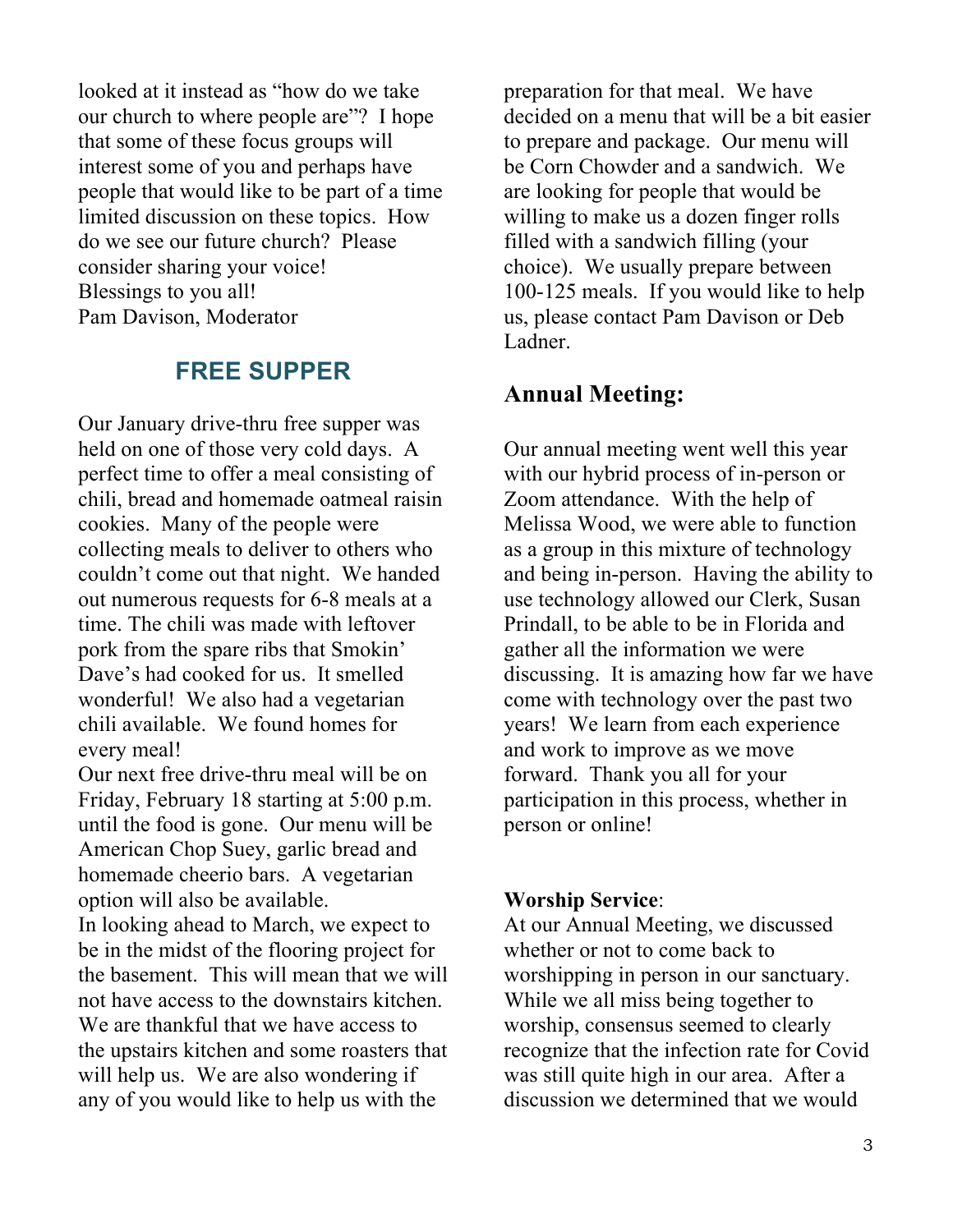looked at it instead as "how do we take our church to where people are"? I hope that some of these focus groups will interest some of you and perhaps have people that would like to be part of a time limited discussion on these topics. How do we see our future church? Please consider sharing your voice!
Blessings to you all!
Pam Davison, Moderator

## FREE SUPPER

Our January drive-thru free supper was held on one of those very cold days. A perfect time to offer a meal consisting of chili, bread and homemade oatmeal raisin cookies. Many of the people were collecting meals to deliver to others who couldn't come out that night. We handed out numerous requests for 6-8 meals at a time. The chili was made with leftover pork from the spare ribs that Smokin' Dave's had cooked for us. It smelled wonderful! We also had a vegetarian chili available. We found homes for every meal!
Our next free drive-thru meal will be on Friday, February 18 starting at 5:00 p.m. until the food is gone. Our menu will be American Chop Suey, garlic bread and homemade cheerio bars. A vegetarian option will also be available.
In looking ahead to March, we expect to be in the midst of the flooring project for the basement. This will mean that we will not have access to the downstairs kitchen. We are thankful that we have access to the upstairs kitchen and some roasters that will help us. We are also wondering if any of you would like to help us with the preparation for that meal. We have decided on a menu that will be a bit easier to prepare and package. Our menu will be Corn Chowder and a sandwich. We are looking for people that would be willing to make us a dozen finger rolls filled with a sandwich filling (your choice). We usually prepare between 100-125 meals. If you would like to help us, please contact Pam Davison or Deb Ladner.

## Annual Meeting:

Our annual meeting went well this year with our hybrid process of in-person or Zoom attendance. With the help of Melissa Wood, we were able to function as a group in this mixture of technology and being in-person. Having the ability to use technology allowed our Clerk, Susan Prindall, to be able to be in Florida and gather all the information we were discussing. It is amazing how far we have come with technology over the past two years! We learn from each experience and work to improve as we move forward. Thank you all for your participation in this process, whether in person or online!

**Worship Service**:
At our Annual Meeting, we discussed whether or not to come back to worshipping in person in our sanctuary. While we all miss being together to worship, consensus seemed to clearly recognize that the infection rate for Covid was still quite high in our area. After a discussion we determined that we would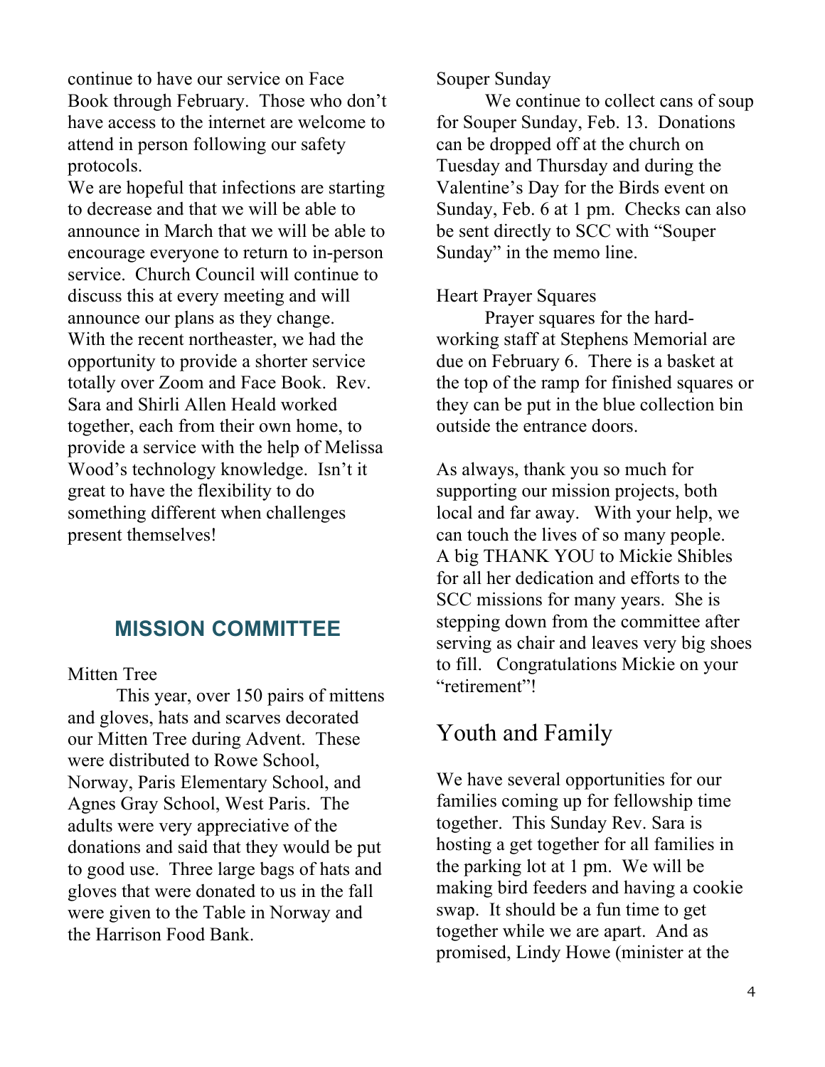continue to have our service on Face Book through February. Those who don't have access to the internet are welcome to attend in person following our safety protocols.

We are hopeful that infections are starting to decrease and that we will be able to announce in March that we will be able to encourage everyone to return to in-person service. Church Council will continue to discuss this at every meeting and will announce our plans as they change.

With the recent northeaster, we had the opportunity to provide a shorter service totally over Zoom and Face Book. Rev. Sara and Shirli Allen Heald worked together, each from their own home, to provide a service with the help of Melissa Wood's technology knowledge. Isn't it great to have the flexibility to do something different when challenges present themselves!

## MISSION COMMITTEE

Mitten Tree

This year, over 150 pairs of mittens and gloves, hats and scarves decorated our Mitten Tree during Advent. These were distributed to Rowe School, Norway, Paris Elementary School, and Agnes Gray School, West Paris. The adults were very appreciative of the donations and said that they would be put to good use. Three large bags of hats and gloves that were donated to us in the fall were given to the Table in Norway and the Harrison Food Bank.

Souper Sunday

We continue to collect cans of soup for Souper Sunday, Feb. 13. Donations can be dropped off at the church on Tuesday and Thursday and during the Valentine's Day for the Birds event on Sunday, Feb. 6 at 1 pm. Checks can also be sent directly to SCC with "Souper Sunday" in the memo line.

Heart Prayer Squares

Prayer squares for the hard-working staff at Stephens Memorial are due on February 6. There is a basket at the top of the ramp for finished squares or they can be put in the blue collection bin outside the entrance doors.

As always, thank you so much for supporting our mission projects, both local and far away. With your help, we can touch the lives of so many people. A big THANK YOU to Mickie Shibles for all her dedication and efforts to the SCC missions for many years. She is stepping down from the committee after serving as chair and leaves very big shoes to fill. Congratulations Mickie on your "retirement"!

## Youth and Family

We have several opportunities for our families coming up for fellowship time together. This Sunday Rev. Sara is hosting a get together for all families in the parking lot at 1 pm. We will be making bird feeders and having a cookie swap. It should be a fun time to get together while we are apart. And as promised, Lindy Howe (minister at the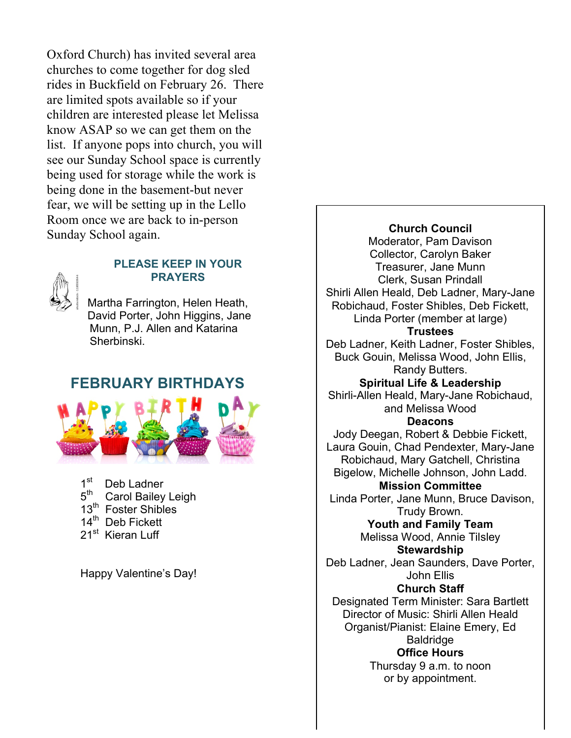Oxford Church) has invited several area churches to come together for dog sled rides in Buckfield on February 26. There are limited spots available so if your children are interested please let Melissa know ASAP so we can get them on the list. If anyone pops into church, you will see our Sunday School space is currently being used for storage while the work is being done in the basement-but never fear, we will be setting up in the Lello Room once we are back to in-person Sunday School again.

## PLEASE KEEP IN YOUR PRAYERS

Martha Farrington, Helen Heath, David Porter, John Higgins, Jane Munn, P.J. Allen and Katarina Sherbinski.

## FEBRUARY BIRTHDAYS

1st Deb Ladner
5th Carol Bailey Leigh
13th Foster Shibles
14th Deb Fickett
21st Kieran Luff

Happy Valentine's Day!

**Church Council**
Moderator, Pam Davison
Collector, Carolyn Baker
Treasurer, Jane Munn
Clerk, Susan Prindall
Shirli Allen Heald, Deb Ladner, Mary-Jane Robichaud, Foster Shibles, Deb Fickett, Linda Porter (member at large)

**Trustees**
Deb Ladner, Keith Ladner, Foster Shibles, Buck Gouin, Melissa Wood, John Ellis, Randy Butters.

**Spiritual Life & Leadership**
Shirli-Allen Heald, Mary-Jane Robichaud, and Melissa Wood

**Deacons**
Jody Deegan, Robert & Debbie Fickett, Laura Gouin, Chad Pendexter, Mary-Jane Robichaud, Mary Gatchell, Christina Bigelow, Michelle Johnson, John Ladd.

**Mission Committee**
Linda Porter, Jane Munn, Bruce Davison, Trudy Brown.

**Youth and Family Team**
Melissa Wood, Annie Tilsley

**Stewardship**
Deb Ladner, Jean Saunders, Dave Porter, John Ellis

**Church Staff**
Designated Term Minister: Sara Bartlett
Director of Music: Shirli Allen Heald
Organist/Pianist: Elaine Emery, Ed Baldridge

**Office Hours**
Thursday 9 a.m. to noon
or by appointment.